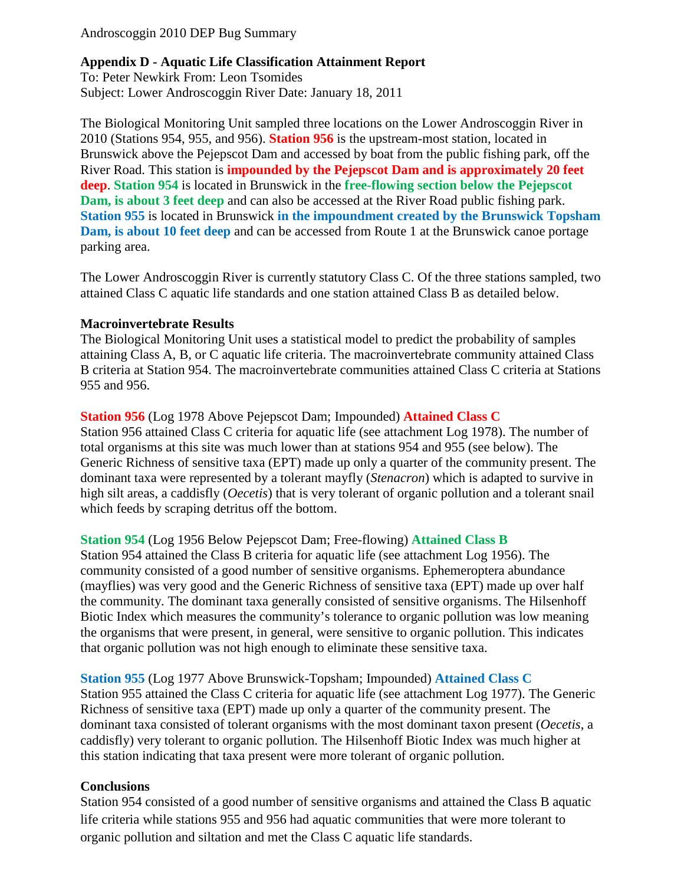Androscoggin 2010 DEP Bug Summary

## Appendix D - Aquatic Life Classification Attainment Report

To: Peter Newkirk From: Leon Tsomides
Subject: Lower Androscoggin River Date: January 18, 2011

The Biological Monitoring Unit sampled three locations on the Lower Androscoggin River in 2010 (Stations 954, 955, and 956). **Station 956** is the upstream-most station, located in Brunswick above the Pejepscot Dam and accessed by boat from the public fishing park, off the River Road. This station is **impounded by the Pejepscot Dam and is approximately 20 feet deep**. **Station 954** is located in Brunswick in the **free-flowing section below the Pejepscot Dam, is about 3 feet deep** and can also be accessed at the River Road public fishing park. **Station 955** is located in Brunswick **in the impoundment created by the Brunswick Topsham Dam, is about 10 feet deep** and can be accessed from Route 1 at the Brunswick canoe portage parking area.

The Lower Androscoggin River is currently statutory Class C. Of the three stations sampled, two attained Class C aquatic life standards and one station attained Class B as detailed below.

### Macroinvertebrate Results

The Biological Monitoring Unit uses a statistical model to predict the probability of samples attaining Class A, B, or C aquatic life criteria. The macroinvertebrate community attained Class B criteria at Station 954. The macroinvertebrate communities attained Class C criteria at Stations 955 and 956.

**Station 956** (Log 1978 Above Pejepscot Dam; Impounded) **Attained Class C**
Station 956 attained Class C criteria for aquatic life (see attachment Log 1978). The number of total organisms at this site was much lower than at stations 954 and 955 (see below). The Generic Richness of sensitive taxa (EPT) made up only a quarter of the community present. The dominant taxa were represented by a tolerant mayfly (*Stenacron*) which is adapted to survive in high silt areas, a caddisfly (*Oecetis*) that is very tolerant of organic pollution and a tolerant snail which feeds by scraping detritus off the bottom.

**Station 954** (Log 1956 Below Pejepscot Dam; Free-flowing) **Attained Class B**
Station 954 attained the Class B criteria for aquatic life (see attachment Log 1956). The community consisted of a good number of sensitive organisms. Ephemeroptera abundance (mayflies) was very good and the Generic Richness of sensitive taxa (EPT) made up over half the community. The dominant taxa generally consisted of sensitive organisms. The Hilsenhoff Biotic Index which measures the community's tolerance to organic pollution was low meaning the organisms that were present, in general, were sensitive to organic pollution. This indicates that organic pollution was not high enough to eliminate these sensitive taxa.

**Station 955** (Log 1977 Above Brunswick-Topsham; Impounded) **Attained Class C**
Station 955 attained the Class C criteria for aquatic life (see attachment Log 1977). The Generic Richness of sensitive taxa (EPT) made up only a quarter of the community present. The dominant taxa consisted of tolerant organisms with the most dominant taxon present (*Oecetis*, a caddisfly) very tolerant to organic pollution. The Hilsenhoff Biotic Index was much higher at this station indicating that taxa present were more tolerant of organic pollution.

### Conclusions

Station 954 consisted of a good number of sensitive organisms and attained the Class B aquatic life criteria while stations 955 and 956 had aquatic communities that were more tolerant to organic pollution and siltation and met the Class C aquatic life standards.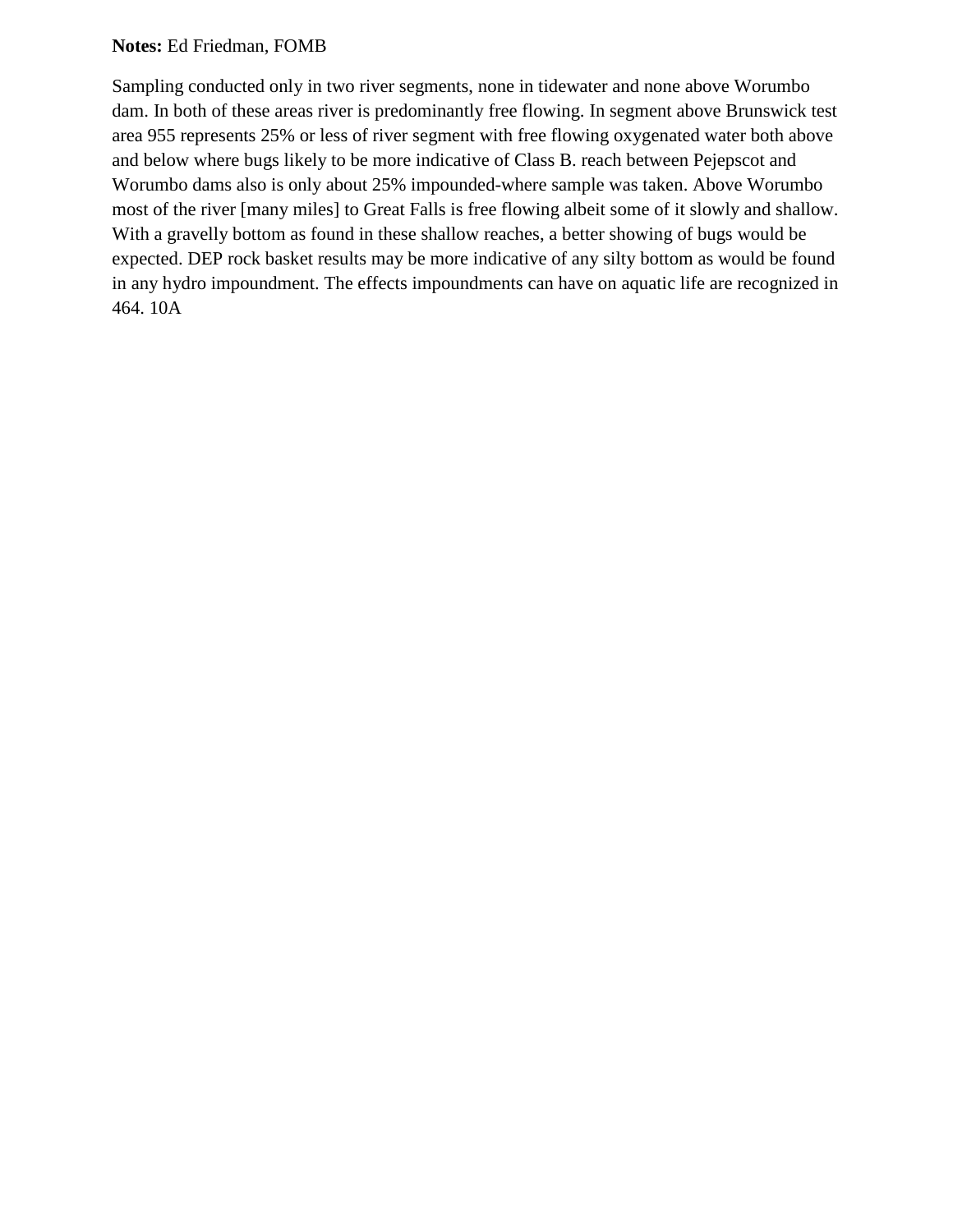**Notes:** Ed Friedman, FOMB

Sampling conducted only in two river segments, none in tidewater and none above Worumbo dam. In both of these areas river is predominantly free flowing. In segment above Brunswick test area 955 represents 25% or less of river segment with free flowing oxygenated water both above and below where bugs likely to be more indicative of Class B. reach between Pejepscot and Worumbo dams also is only about 25% impounded-where sample was taken. Above Worumbo most of the river [many miles] to Great Falls is free flowing albeit some of it slowly and shallow. With a gravelly bottom as found in these shallow reaches, a better showing of bugs would be expected. DEP rock basket results may be more indicative of any silty bottom as would be found in any hydro impoundment. The effects impoundments can have on aquatic life are recognized in 464. 10A